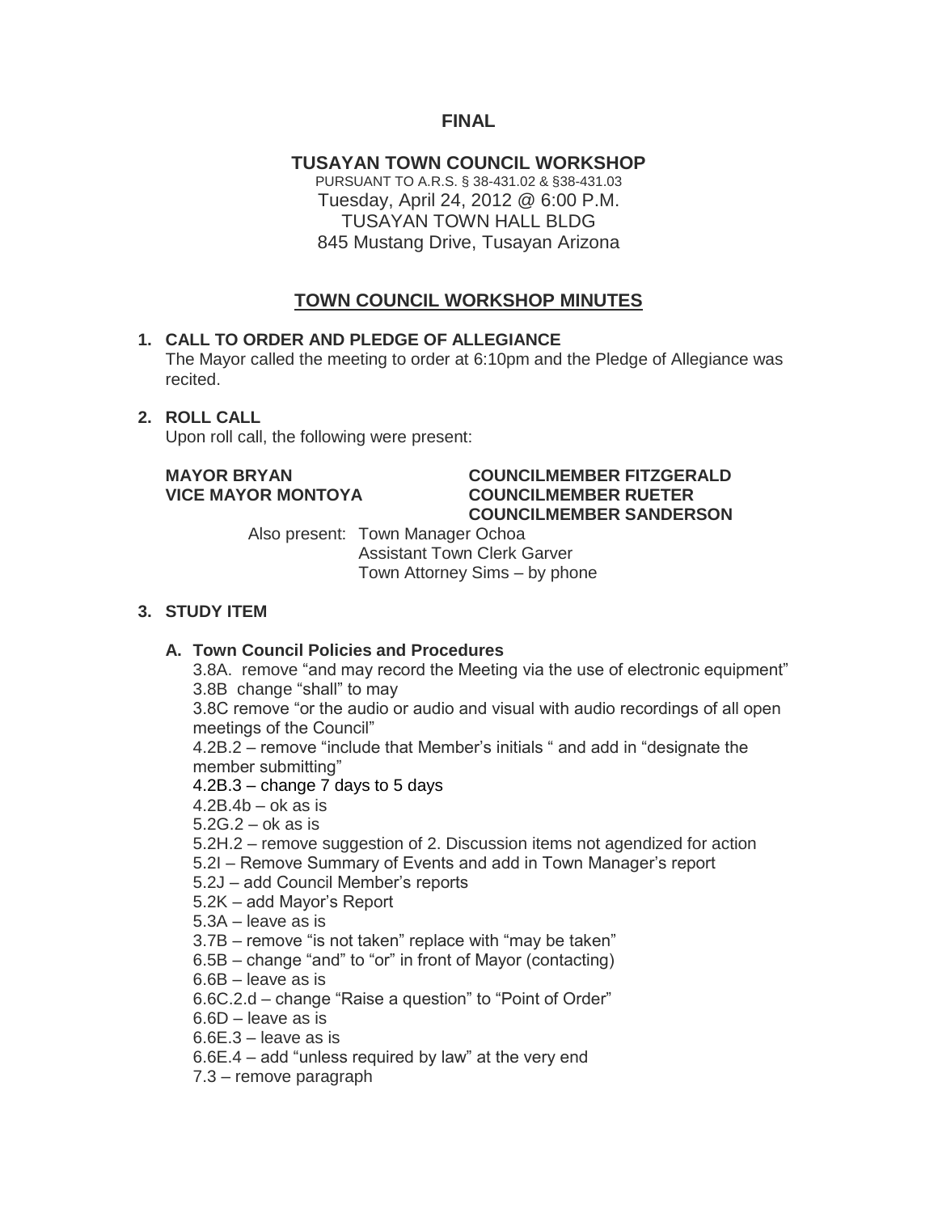**FINAL**

**TUSAYAN TOWN COUNCIL WORKSHOP**

PURSUANT TO A.R.S. § 38-431.02 & §38-431.03

Tuesday, April 24, 2012 @ 6:00 P.M.

TUSAYAN TOWN HALL BLDG

845 Mustang Drive, Tusayan Arizona

## TOWN COUNCIL WORKSHOP MINUTES

**1. CALL TO ORDER AND PLEDGE OF ALLEGIANCE**

The Mayor called the meeting to order at 6:10pm and the Pledge of Allegiance was recited.

**2. ROLL CALL**

Upon roll call, the following were present:

**MAYOR BRYAN**
**VICE MAYOR MONTOYA**
**COUNCILMEMBER FITZGERALD**
**COUNCILMEMBER RUETER**
**COUNCILMEMBER SANDERSON**

Also present: Town Manager Ochoa
Assistant Town Clerk Garver
Town Attorney Sims – by phone

**3. STUDY ITEM**

**A. Town Council Policies and Procedures**

3.8A. remove "and may record the Meeting via the use of electronic equipment"
3.8B change "shall" to may
3.8C remove "or the audio or audio and visual with audio recordings of all open meetings of the Council"
4.2B.2 – remove "include that Member's initials " and add in "designate the member submitting"
4.2B.3 – change 7 days to 5 days
4.2B.4b – ok as is
5.2G.2 – ok as is
5.2H.2 – remove suggestion of 2. Discussion items not agendized for action
5.2I – Remove Summary of Events and add in Town Manager's report
5.2J – add Council Member's reports
5.2K – add Mayor's Report
5.3A – leave as is
3.7B – remove "is not taken" replace with "may be taken"
6.5B – change "and" to "or" in front of Mayor (contacting)
6.6B – leave as is
6.6C.2.d – change "Raise a question" to "Point of Order"
6.6D – leave as is
6.6E.3 – leave as is
6.6E.4 – add "unless required by law" at the very end
7.3 – remove paragraph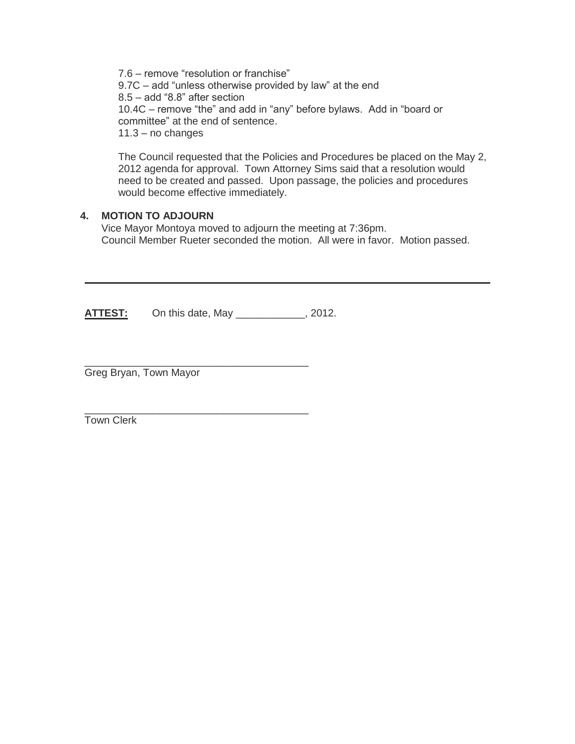7.6 – remove "resolution or franchise"
9.7C – add "unless otherwise provided by law" at the end
8.5 – add "8.8" after section
10.4C – remove "the" and add in "any" before bylaws. Add in "board or committee" at the end of sentence.
11.3 – no changes

The Council requested that the Policies and Procedures be placed on the May 2, 2012 agenda for approval. Town Attorney Sims said that a resolution would need to be created and passed. Upon passage, the policies and procedures would become effective immediately.

**4. MOTION TO ADJOURN**

Vice Mayor Montoya moved to adjourn the meeting at 7:36pm.
Council Member Rueter seconded the motion. All were in favor. Motion passed.

---

**ATTEST:** On this date, May ____________, 2012.

_______________________________________
Greg Bryan, Town Mayor

_______________________________________
Town Clerk